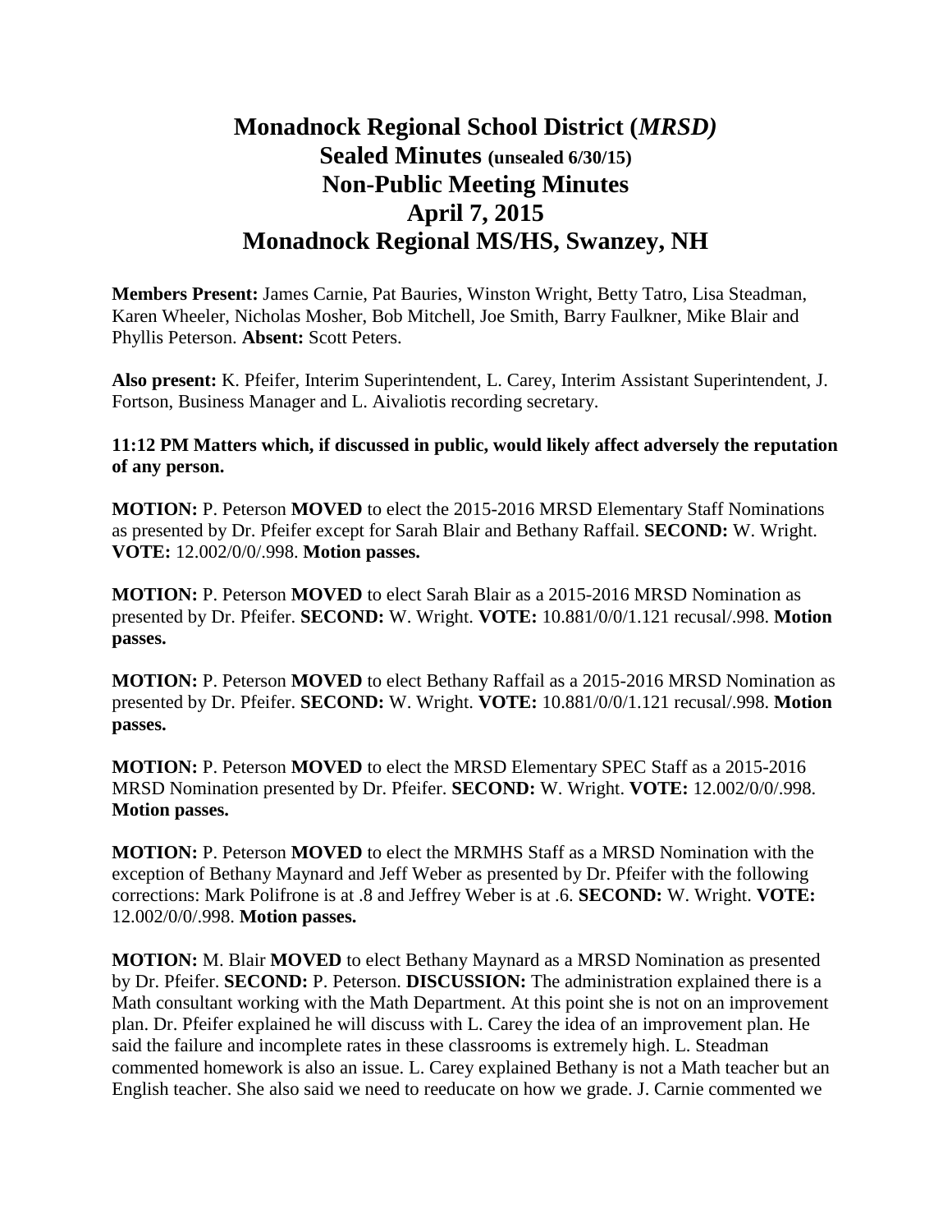# Monadnock Regional School District (*MRSD)*
# Sealed Minutes (unsealed 6/30/15)
# Non-Public Meeting Minutes
# April 7, 2015
# Monadnock Regional MS/HS, Swanzey, NH

**Members Present:** James Carnie, Pat Bauries, Winston Wright, Betty Tatro, Lisa Steadman, Karen Wheeler, Nicholas Mosher, Bob Mitchell, Joe Smith, Barry Faulkner, Mike Blair and Phyllis Peterson. **Absent:** Scott Peters.

**Also present:** K. Pfeifer, Interim Superintendent, L. Carey, Interim Assistant Superintendent, J. Fortson, Business Manager and L. Aivaliotis recording secretary.

**11:12 PM Matters which, if discussed in public, would likely affect adversely the reputation of any person.**

**MOTION:** P. Peterson **MOVED** to elect the 2015-2016 MRSD Elementary Staff Nominations as presented by Dr. Pfeifer except for Sarah Blair and Bethany Raffail. **SECOND:** W. Wright. **VOTE:** 12.002/0/0/.998. **Motion passes.**

**MOTION:** P. Peterson **MOVED** to elect Sarah Blair as a 2015-2016 MRSD Nomination as presented by Dr. Pfeifer. **SECOND:** W. Wright. **VOTE:** 10.881/0/0/1.121 recusal/.998. **Motion passes.**

**MOTION:** P. Peterson **MOVED** to elect Bethany Raffail as a 2015-2016 MRSD Nomination as presented by Dr. Pfeifer. **SECOND:** W. Wright. **VOTE:** 10.881/0/0/1.121 recusal/.998. **Motion passes.**

**MOTION:** P. Peterson **MOVED** to elect the MRSD Elementary SPEC Staff as a 2015-2016 MRSD Nomination presented by Dr. Pfeifer. **SECOND:** W. Wright. **VOTE:** 12.002/0/0/.998. **Motion passes.**

**MOTION:** P. Peterson **MOVED** to elect the MRMHS Staff as a MRSD Nomination with the exception of Bethany Maynard and Jeff Weber as presented by Dr. Pfeifer with the following corrections: Mark Polifrone is at .8 and Jeffrey Weber is at .6. **SECOND:** W. Wright. **VOTE:** 12.002/0/0/.998. **Motion passes.**

**MOTION:** M. Blair **MOVED** to elect Bethany Maynard as a MRSD Nomination as presented by Dr. Pfeifer. **SECOND:** P. Peterson. **DISCUSSION:** The administration explained there is a Math consultant working with the Math Department. At this point she is not on an improvement plan. Dr. Pfeifer explained he will discuss with L. Carey the idea of an improvement plan. He said the failure and incomplete rates in these classrooms is extremely high. L. Steadman commented homework is also an issue. L. Carey explained Bethany is not a Math teacher but an English teacher. She also said we need to reeducate on how we grade. J. Carnie commented we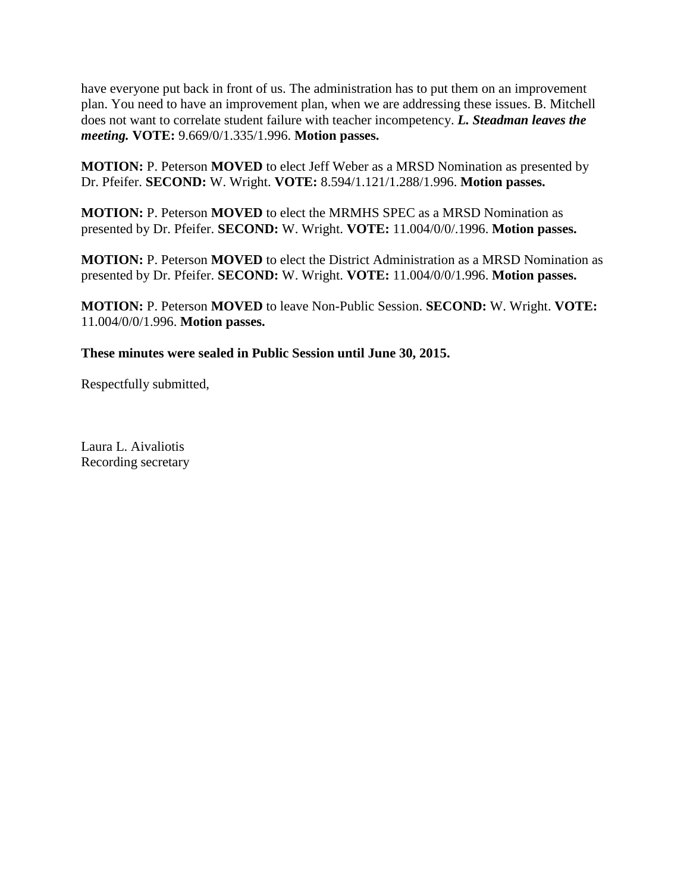have everyone put back in front of us. The administration has to put them on an improvement plan. You need to have an improvement plan, when we are addressing these issues. B. Mitchell does not want to correlate student failure with teacher incompetency. ***L. Steadman leaves the meeting.*** **VOTE:** 9.669/0/1.335/1.996. **Motion passes.**

**MOTION:** P. Peterson **MOVED** to elect Jeff Weber as a MRSD Nomination as presented by Dr. Pfeifer. **SECOND:** W. Wright. **VOTE:** 8.594/1.121/1.288/1.996. **Motion passes.**

**MOTION:** P. Peterson **MOVED** to elect the MRMHS SPEC as a MRSD Nomination as presented by Dr. Pfeifer. **SECOND:** W. Wright. **VOTE:** 11.004/0/0/.1996. **Motion passes.**

**MOTION:** P. Peterson **MOVED** to elect the District Administration as a MRSD Nomination as presented by Dr. Pfeifer. **SECOND:** W. Wright. **VOTE:** 11.004/0/0/1.996. **Motion passes.**

**MOTION:** P. Peterson **MOVED** to leave Non-Public Session. **SECOND:** W. Wright. **VOTE:** 11.004/0/0/1.996. **Motion passes.**

**These minutes were sealed in Public Session until June 30, 2015.**

Respectfully submitted,

Laura L. Aivaliotis
Recording secretary